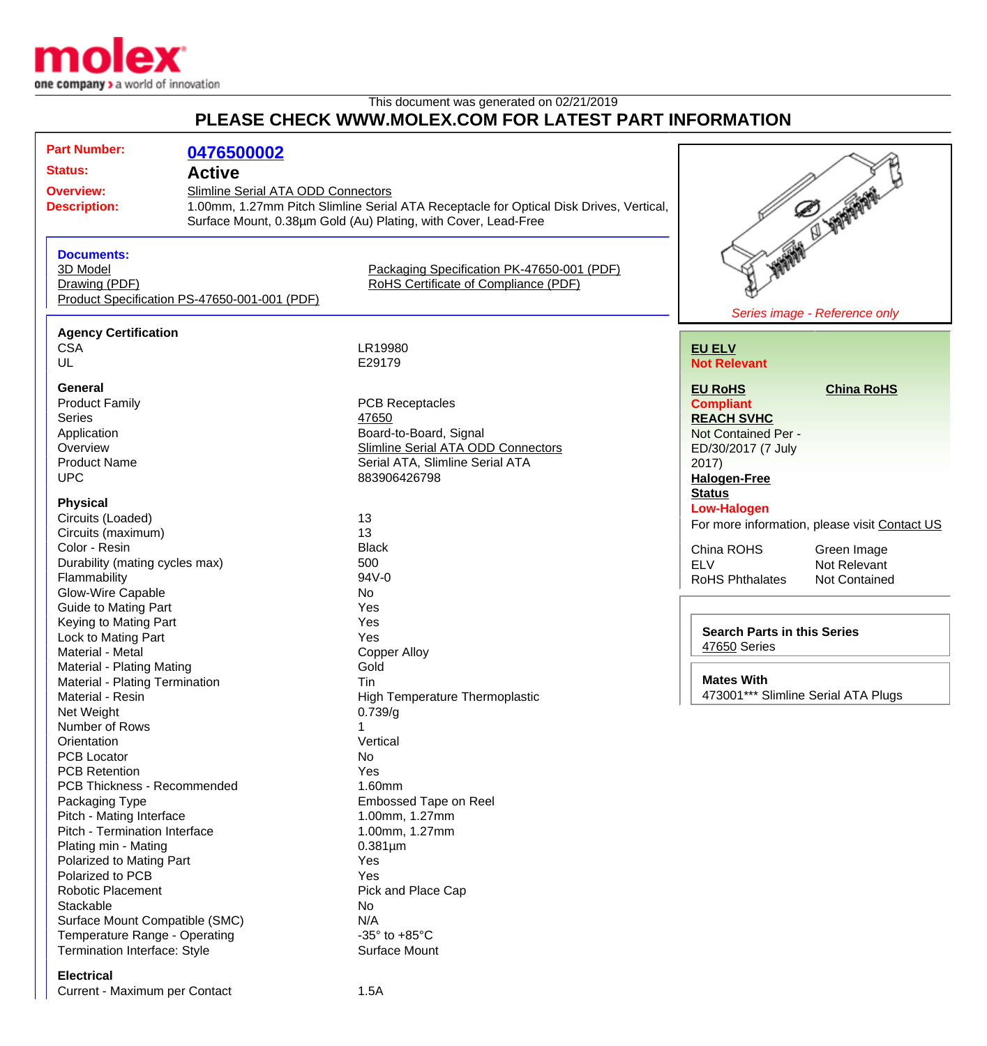This document was generated on 02/21/2019

# PLEASE CHECK WWW.MOLEX.COM FOR LATEST PART INFORMATION

**Part Number:** 0476500002

**Status:** Active

**Overview:** Slimline Serial ATA ODD Connectors

**Description:** 1.00mm, 1.27mm Pitch Slimline Serial ATA Receptacle for Optical Disk Drives, Vertical, Surface Mount, 0.38µm Gold (Au) Plating, with Cover, Lead-Free

*Series image - Reference only*

**Documents:**

- 3D Model
- Drawing (PDF)
- Product Specification PS-47650-001-001 (PDF)
- Packaging Specification PK-47650-001 (PDF)
- RoHS Certificate of Compliance (PDF)

**EU ELV**
Not Relevant

**EU RoHS**
Compliant

**China RoHS**

**REACH SVHC**
Not Contained Per - ED/30/2017 (7 July 2017)

**Halogen-Free Status**
Low-Halogen

For more information, please visit Contact US

| | |
|---|---|
| China ROHS | Green Image |
| ELV | Not Relevant |
| RoHS Phthalates | Not Contained |

**Search Parts in this Series**
47650 Series

**Mates With**
473001*** Slimline Serial ATA Plugs

### Agency Certification

| | |
|---|---|
| CSA | LR19980 |
| UL | E29179 |

### General

| | |
|---|---|
| Product Family | PCB Receptacles |
| Series | 47650 |
| Application | Board-to-Board, Signal |
| Overview | Slimline Serial ATA ODD Connectors |
| Product Name | Serial ATA, Slimline Serial ATA |
| UPC | 883906426798 |

### Physical

| | |
|---|---|
| Circuits (Loaded) | 13 |
| Circuits (maximum) | 13 |
| Color - Resin | Black |
| Durability (mating cycles max) | 500 |
| Flammability | 94V-0 |
| Glow-Wire Capable | No |
| Guide to Mating Part | Yes |
| Keying to Mating Part | Yes |
| Lock to Mating Part | Yes |
| Material - Metal | Copper Alloy |
| Material - Plating Mating | Gold |
| Material - Plating Termination | Tin |
| Material - Resin | High Temperature Thermoplastic |
| Net Weight | 0.739/g |
| Number of Rows | 1 |
| Orientation | Vertical |
| PCB Locator | No |
| PCB Retention | Yes |
| PCB Thickness - Recommended | 1.60mm |
| Packaging Type | Embossed Tape on Reel |
| Pitch - Mating Interface | 1.00mm, 1.27mm |
| Pitch - Termination Interface | 1.00mm, 1.27mm |
| Plating min - Mating | 0.381µm |
| Polarized to Mating Part | Yes |
| Polarized to PCB | Yes |
| Robotic Placement | Pick and Place Cap |
| Stackable | No |
| Surface Mount Compatible (SMC) | N/A |
| Temperature Range - Operating | -35° to +85°C |
| Termination Interface: Style | Surface Mount |

### Electrical

| | |
|---|---|
| Current - Maximum per Contact | 1.5A |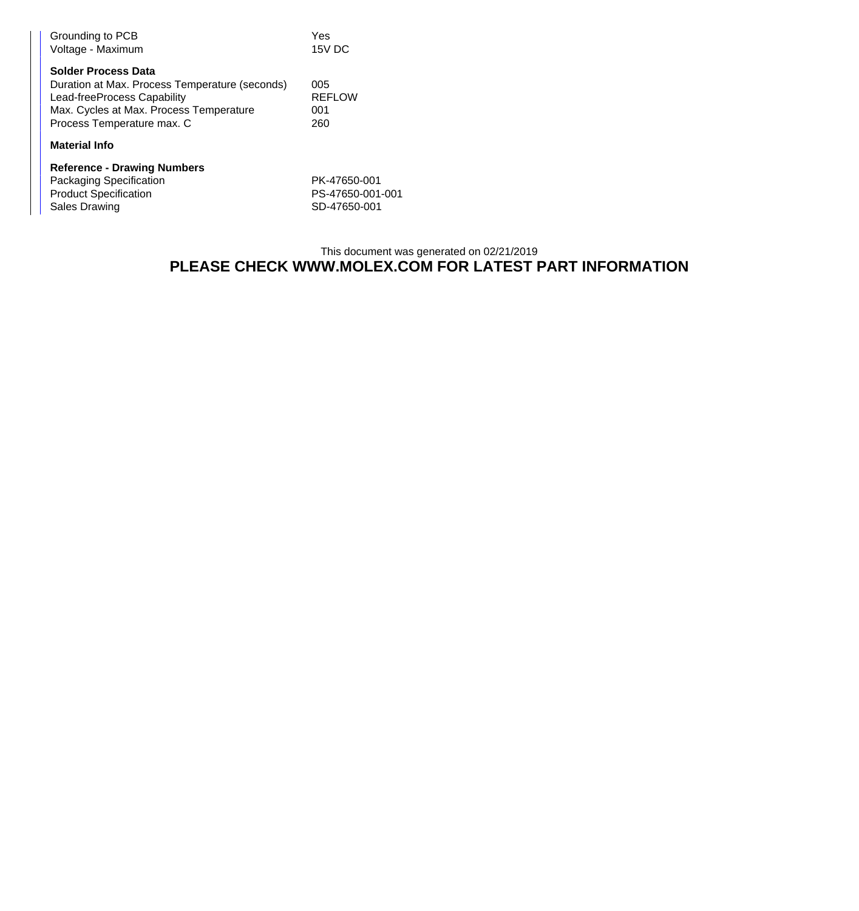| | |
|---|---|
| Grounding to PCB | Yes |
| Voltage - Maximum | 15V DC |

**Solder Process Data**

| | |
|---|---|
| Duration at Max. Process Temperature (seconds) | 005 |
| Lead-freeProcess Capability | REFLOW |
| Max. Cycles at Max. Process Temperature | 001 |
| Process Temperature max. C | 260 |

**Material Info**

**Reference - Drawing Numbers**

| | |
|---|---|
| Packaging Specification | PK-47650-001 |
| Product Specification | PS-47650-001-001 |
| Sales Drawing | SD-47650-001 |

This document was generated on 02/21/2019

**PLEASE CHECK WWW.MOLEX.COM FOR LATEST PART INFORMATION**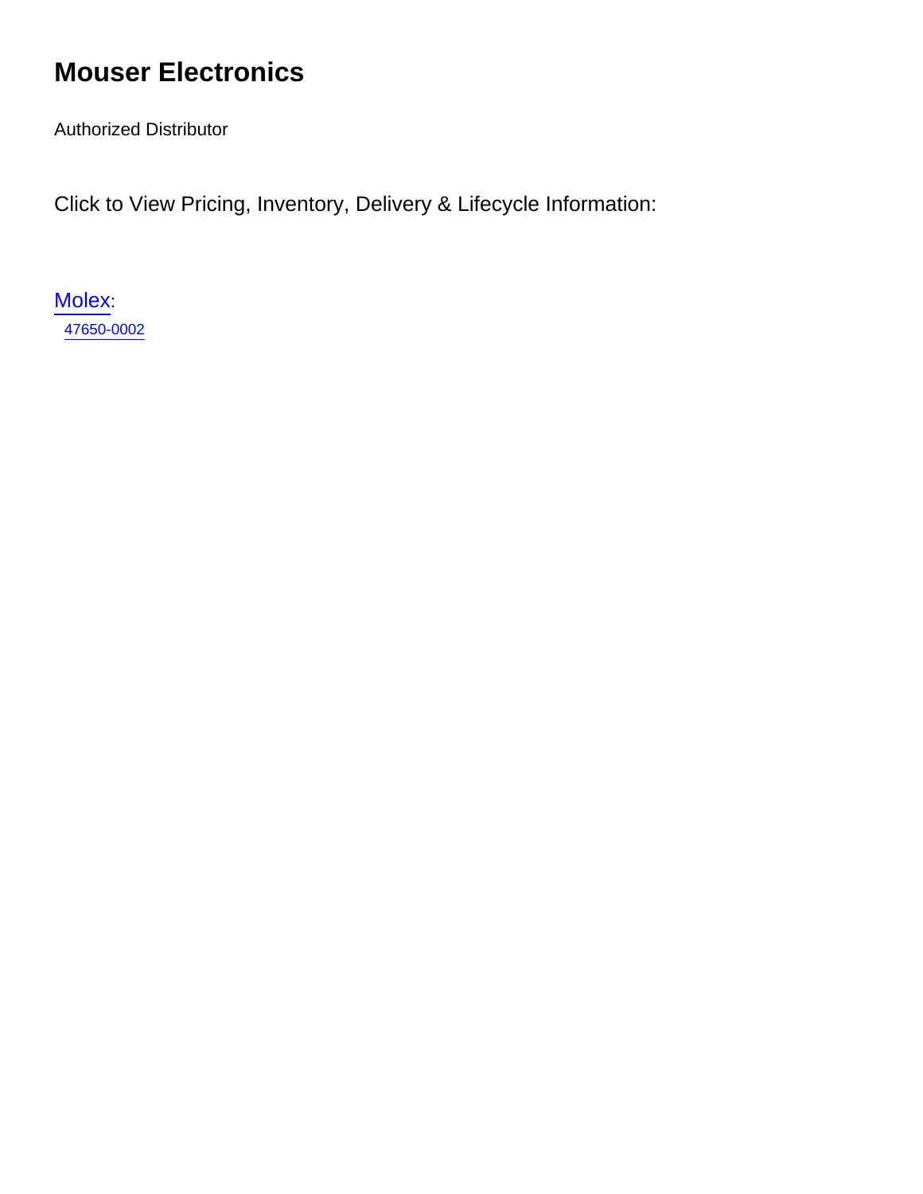# Mouser Electronics

Authorized Distributor

Click to View Pricing, Inventory, Delivery & Lifecycle Information:

Molex:

47650-0002